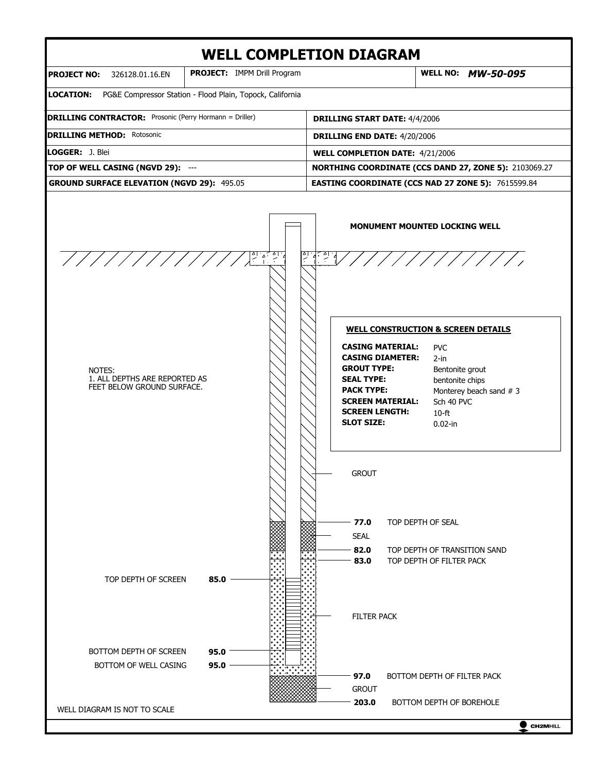# WELL COMPLETION DIAGRAM

| | | |
|---|---|---|
| **PROJECT NO:** 326128.01.16.EN | **PROJECT:** IMPM Drill Program | **WELL NO:** ***MW-50-095*** |

**LOCATION:** PG&E Compressor Station - Flood Plain, Topock, California

| | |
|---|---|
| **DRILLING CONTRACTOR:** Prosonic (Perry Hormann = Driller) | **DRILLING START DATE:** 4/4/2006 |
| **DRILLING METHOD:** Rotosonic | **DRILLING END DATE:** 4/20/2006 |
| **LOGGER:** J. Blei | **WELL COMPLETION DATE:** 4/21/2006 |
| **TOP OF WELL CASING (NGVD 29):** --- | **NORTHING COORDINATE (CCS DAND 27, ZONE 5):** 2103069.27 |
| **GROUND SURFACE ELEVATION (NGVD 29):** 495.05 | **EASTING COORDINATE (CCS NAD 27 ZONE 5):** 7615599.84 |

**MONUMENT MOUNTED LOCKING WELL**

NOTES:
1. ALL DEPTHS ARE REPORTED AS FEET BELOW GROUND SURFACE.

**WELL CONSTRUCTION & SCREEN DETAILS**

| | |
|---|---|
| **CASING MATERIAL:** | PVC |
| **CASING DIAMETER:** | 2-in |
| **GROUT TYPE:** | Bentonite grout |
| **SEAL TYPE:** | bentonite chips |
| **PACK TYPE:** | Monterey beach sand # 3 |
| **SCREEN MATERIAL:** | Sch 40 PVC |
| **SCREEN LENGTH:** | 10-ft |
| **SLOT SIZE:** | 0.02-in |

GROUT

**77.0** TOP DEPTH OF SEAL

SEAL

**82.0** TOP DEPTH OF TRANSITION SAND

**83.0** TOP DEPTH OF FILTER PACK

TOP DEPTH OF SCREEN **85.0**

FILTER PACK

BOTTOM DEPTH OF SCREEN **95.0**

BOTTOM OF WELL CASING **95.0**

**97.0** BOTTOM DEPTH OF FILTER PACK

GROUT

**203.0** BOTTOM DEPTH OF BOREHOLE

WELL DIAGRAM IS NOT TO SCALE

CH2MHILL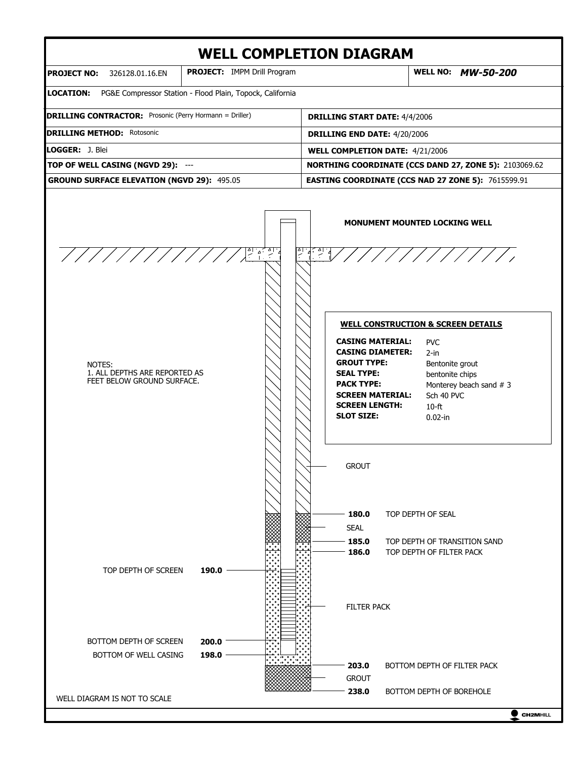# WELL COMPLETION DIAGRAM

| | | |
|---|---|---|
| **PROJECT NO:** 326128.01.16.EN | **PROJECT:** IMPM Drill Program | **WELL NO:** ***MW-50-200*** |

**LOCATION:** PG&E Compressor Station - Flood Plain, Topock, California

| | |
|---|---|
| **DRILLING CONTRACTOR:** Prosonic (Perry Hormann = Driller) | **DRILLING START DATE:** 4/4/2006 |
| **DRILLING METHOD:** Rotosonic | **DRILLING END DATE:** 4/20/2006 |
| **LOGGER:** J. Blei | **WELL COMPLETION DATE:** 4/21/2006 |
| **TOP OF WELL CASING (NGVD 29):** --- | **NORTHING COORDINATE (CCS DAND 27, ZONE 5):** 2103069.62 |
| **GROUND SURFACE ELEVATION (NGVD 29):** 495.05 | **EASTING COORDINATE (CCS NAD 27 ZONE 5):** 7615599.91 |

**MONUMENT MOUNTED LOCKING WELL**

NOTES:
1. ALL DEPTHS ARE REPORTED AS FEET BELOW GROUND SURFACE.

**WELL CONSTRUCTION & SCREEN DETAILS**

| | |
|---|---|
| **CASING MATERIAL:** | PVC |
| **CASING DIAMETER:** | 2-in |
| **GROUT TYPE:** | Bentonite grout |
| **SEAL TYPE:** | bentonite chips |
| **PACK TYPE:** | Monterey beach sand # 3 |
| **SCREEN MATERIAL:** | Sch 40 PVC |
| **SCREEN LENGTH:** | 10-ft |
| **SLOT SIZE:** | 0.02-in |

GROUT

**180.0** TOP DEPTH OF SEAL

SEAL

**185.0** TOP DEPTH OF TRANSITION SAND

**186.0** TOP DEPTH OF FILTER PACK

TOP DEPTH OF SCREEN **190.0**

FILTER PACK

BOTTOM DEPTH OF SCREEN **200.0**

BOTTOM OF WELL CASING **198.0**

**203.0** BOTTOM DEPTH OF FILTER PACK

GROUT

**238.0** BOTTOM DEPTH OF BOREHOLE

WELL DIAGRAM IS NOT TO SCALE

CH2MHILL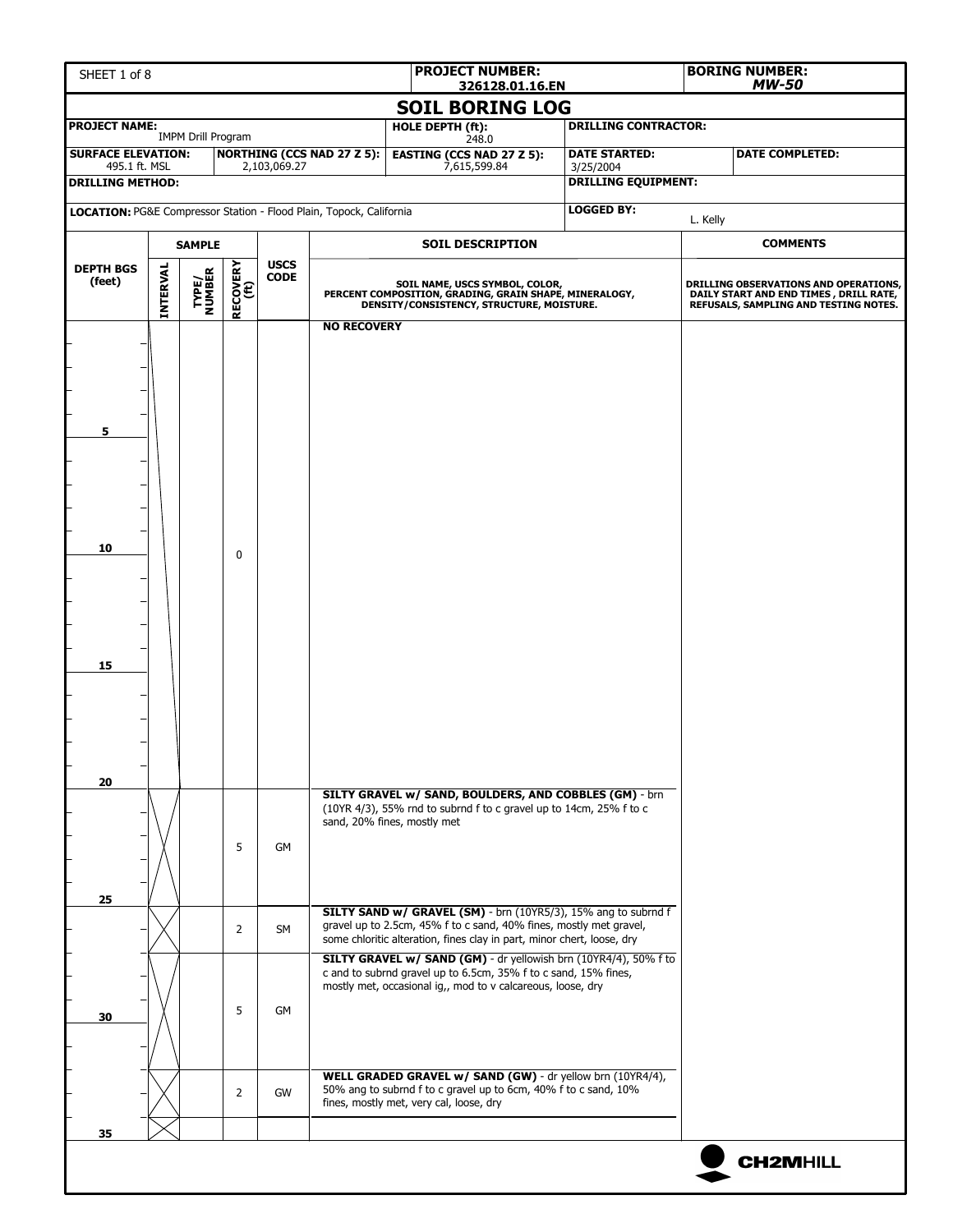| SHEET 1 of 8 | PROJECT NUMBER: 326128.01.16.EN | BORING NUMBER: *MW-50* |
|---|---|---|

# SOIL BORING LOG

| PROJECT NAME: IMPM Drill Program | | HOLE DEPTH (ft): 248.0 | DRILLING CONTRACTOR: | |
|---|---|---|---|---|
| SURFACE ELEVATION: 495.1 ft. MSL | NORTHING (CCS NAD 27 Z 5): 2,103,069.27 | EASTING (CCS NAD 27 Z 5): 7,615,599.84 | DATE STARTED: 3/25/2004 | DATE COMPLETED: |
| DRILLING METHOD: | | | DRILLING EQUIPMENT: | |
| LOCATION: PG&E Compressor Station - Flood Plain, Topock, California | | | LOGGED BY: L. Kelly | |

| DEPTH BGS (feet) | SAMPLE INTERVAL | SAMPLE TYPE/ NUMBER | SAMPLE RECOVERY (ft) | USCS CODE | SOIL DESCRIPTION<br>SOIL NAME, USCS SYMBOL, COLOR, PERCENT COMPOSITION, GRADING, GRAIN SHAPE, MINERALOGY, DENSITY/CONSISTENCY, STRUCTURE, MOISTURE. | COMMENTS<br>DRILLING OBSERVATIONS AND OPERATIONS, DAILY START AND END TIMES, DRILL RATE, REFUSALS, SAMPLING AND TESTING NOTES. |
|---|---|---|---|---|---|---|
| 0–20 | | | 0 | | **NO RECOVERY** | |
| 20–25 | | | 5 | GM | **SILTY GRAVEL w/ SAND, BOULDERS, AND COBBLES (GM)** - brn (10YR 4/3), 55% rnd to subrnd f to c gravel up to 14cm, 25% f to c sand, 20% fines, mostly met | |
| 25–27 | | | 2 | SM | **SILTY SAND w/ GRAVEL (SM)** - brn (10YR5/3), 15% ang to subrnd f gravel up to 2.5cm, 45% f to c sand, 40% fines, mostly met gravel, some chloritic alteration, fines clay in part, minor chert, loose, dry | |
| 27–32 | | | 5 | GM | **SILTY GRAVEL w/ SAND (GM)** - dr yellowish brn (10YR4/4), 50% f to c and to subrnd gravel up to 6.5cm, 35% f to c sand, 15% fines, mostly met, occasional ig,, mod to v calcareous, loose, dry | |
| 32–34 | | | 2 | GW | **WELL GRADED GRAVEL w/ SAND (GW)** - dr yellow brn (10YR4/4), 50% ang to subrnd f to c gravel up to 6cm, 40% f to c sand, 10% fines, mostly met, very cal, loose, dry | |
| 34–35 | | | | | | |

CH2MHILL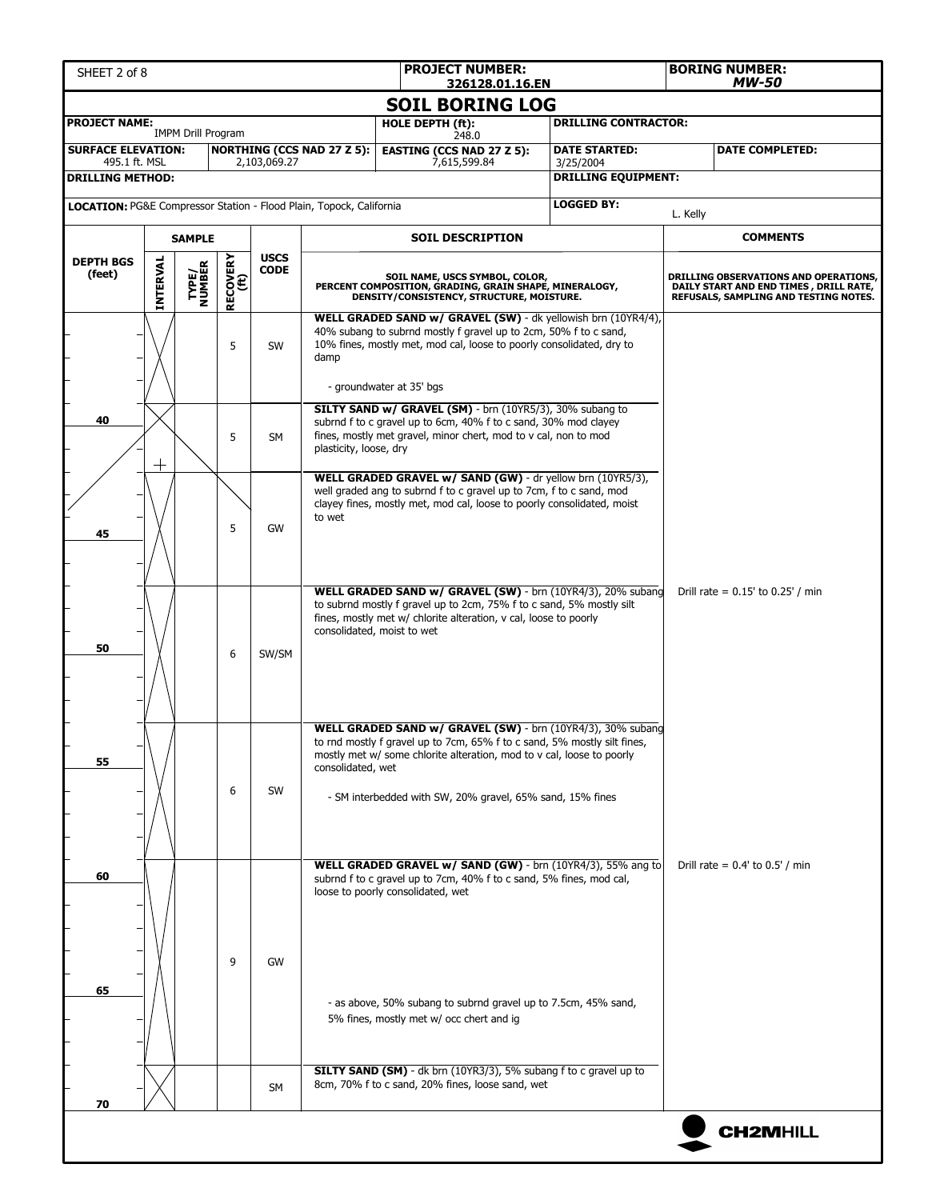| PROJECT NUMBER: 326128.01.16.EN | BORING NUMBER: MW-50 |
|---|---|

# SOIL BORING LOG

| PROJECT NAME: IMPM Drill Program | | HOLE DEPTH (ft): 248.0 | DRILLING CONTRACTOR: | |
|---|---|---|---|---|
| SURFACE ELEVATION: 495.1 ft. MSL | NORTHING (CCS NAD 27 Z 5): 2,103,069.27 | EASTING (CCS NAD 27 Z 5): 7,615,599.84 | DATE STARTED: 3/25/2004 | DATE COMPLETED: |
| DRILLING METHOD: | | | DRILLING EQUIPMENT: | |
| LOCATION: PG&E Compressor Station - Flood Plain, Topock, California | | | LOGGED BY: L. Kelly | |

| DEPTH BGS (feet) | SAMPLE INTERVAL | SAMPLE TYPE/ NUMBER | RECOVERY (ft) | USCS CODE | SOIL DESCRIPTION (SOIL NAME, USCS SYMBOL, COLOR, PERCENT COMPOSITION, GRADING, GRAIN SHAPE, MINERALOGY, DENSITY/CONSISTENCY, STRUCTURE, MOISTURE.) | COMMENTS (DRILLING OBSERVATIONS AND OPERATIONS, DAILY START AND END TIMES, DRILL RATE, REFUSALS, SAMPLING AND TESTING NOTES.) |
|---|---|---|---|---|---|---|
| | | | 5 | SW | **WELL GRADED SAND w/ GRAVEL (SW)** - dk yellowish brn (10YR4/4), 40% subang to subrnd mostly f gravel up to 2cm, 50% f to c sand, 10% fines, mostly met, mod cal, loose to poorly consolidated, dry to damp<br>- groundwater at 35' bgs | |
| 40 | | | 5 | SM | **SILTY SAND w/ GRAVEL (SM)** - brn (10YR5/3), 30% subang to subrnd f to c gravel up to 6cm, 40% f to c sand, 30% mod clayey fines, mostly met gravel, minor chert, mod to v cal, non to mod plasticity, loose, dry | |
| 45 | | | 5 | GW | **WELL GRADED GRAVEL w/ SAND (GW)** - dr yellow brn (10YR5/3), well graded ang to subrnd f to c gravel up to 7cm, f to c sand, mod clayey fines, mostly met, mod cal, loose to poorly consolidated, moist to wet | |
| 50 | | | 6 | SW/SM | **WELL GRADED SAND w/ GRAVEL (SW)** - brn (10YR4/3), 20% subang to subrnd mostly f gravel up to 2cm, 75% f to c sand, 5% mostly silt fines, mostly met w/ chlorite alteration, v cal, loose to poorly consolidated, moist to wet | Drill rate = 0.15' to 0.25' / min |
| 55 | | | 6 | SW | **WELL GRADED SAND w/ GRAVEL (SW)** - brn (10YR4/3), 30% subang to rnd mostly f gravel up to 7cm, 65% f to c sand, 5% mostly silt fines, mostly met w/ some chlorite alteration, mod to v cal, loose to poorly consolidated, wet<br>- SM interbedded with SW, 20% gravel, 65% sand, 15% fines | |
| 60–65 | | | 9 | GW | **WELL GRADED GRAVEL w/ SAND (GW)** - brn (10YR4/3), 55% ang to subrnd f to c gravel up to 7cm, 40% f to c sand, 5% fines, mod cal, loose to poorly consolidated, wet<br>- as above, 50% subang to subrnd gravel up to 7.5cm, 45% sand, 5% fines, mostly met w/ occ chert and ig | Drill rate = 0.4' to 0.5' / min |
| 70 | | | | SM | **SILTY SAND (SM)** - dk brn (10YR3/3), 5% subang f to c gravel up to 8cm, 70% f to c sand, 20% fines, loose sand, wet | |

CH2MHILL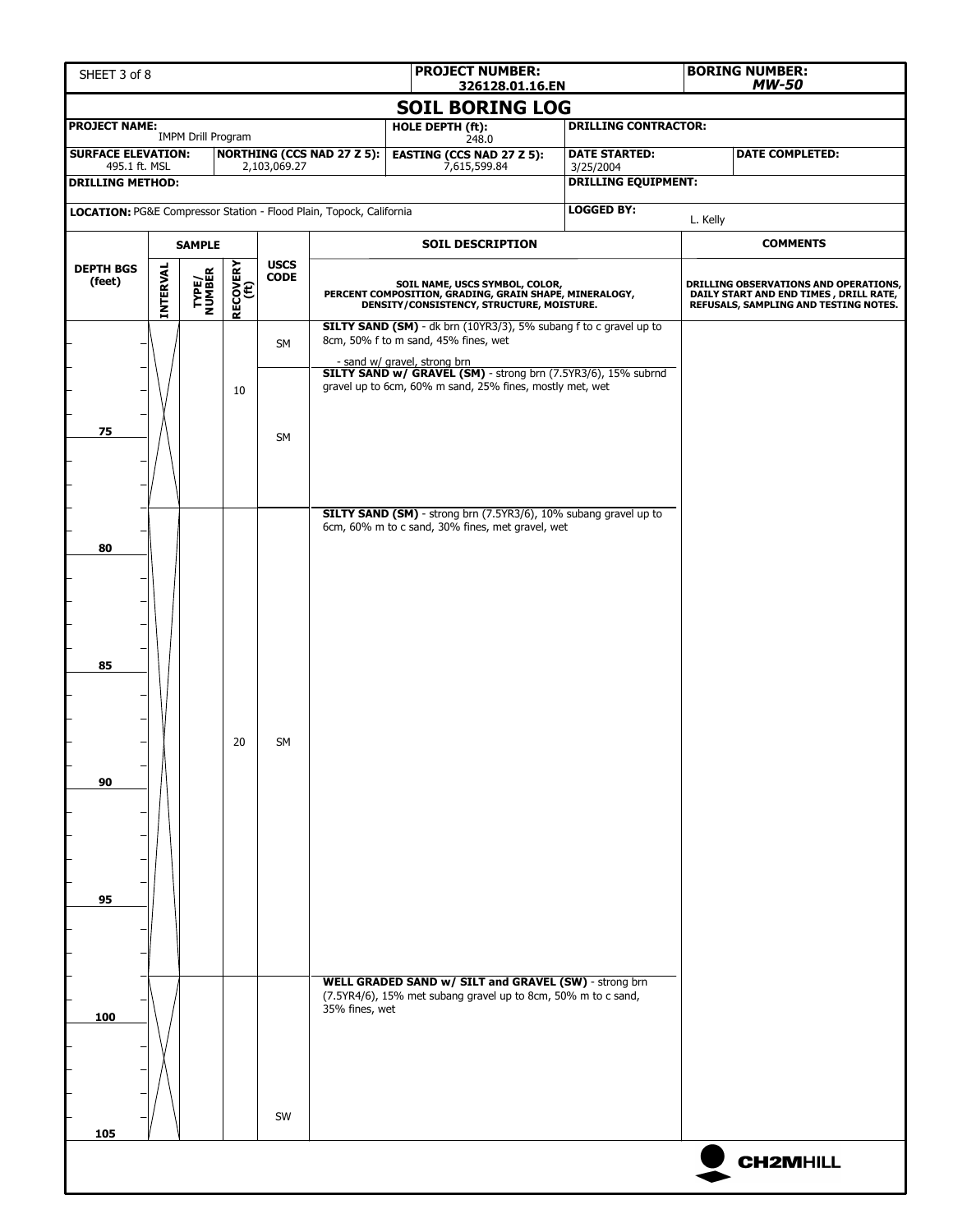| PROJECT NUMBER: 326128.01.16.EN | BORING NUMBER: MW-50 |
|---|---|

# SOIL BORING LOG

| PROJECT NAME: IMPM Drill Program | | HOLE DEPTH (ft): 248.0 | DRILLING CONTRACTOR: | |
|---|---|---|---|---|
| SURFACE ELEVATION: 495.1 ft. MSL | NORTHING (CCS NAD 27 Z 5): 2,103,069.27 | EASTING (CCS NAD 27 Z 5): 7,615,599.84 | DATE STARTED: 3/25/2004 | DATE COMPLETED: |
| DRILLING METHOD: | | | DRILLING EQUIPMENT: | |
| LOCATION: PG&E Compressor Station - Flood Plain, Topock, California | | | LOGGED BY: L. Kelly | |

| DEPTH BGS (feet) | SAMPLE INTERVAL | SAMPLE TYPE/NUMBER | SAMPLE RECOVERY (ft) | USCS CODE | SOIL DESCRIPTION (SOIL NAME, USCS SYMBOL, COLOR, PERCENT COMPOSITION, GRADING, GRAIN SHAPE, MINERALOGY, DENSITY/CONSISTENCY, STRUCTURE, MOISTURE.) | COMMENTS (DRILLING OBSERVATIONS AND OPERATIONS, DAILY START AND END TIMES, DRILL RATE, REFUSALS, SAMPLING AND TESTING NOTES.) |
|---|---|---|---|---|---|---|
| | | | | SM | **SILTY SAND (SM)** - dk brn (10YR3/3), 5% subang f to c gravel up to 8cm, 50% f to m sand, 45% fines, wet<br>- sand w/ gravel, strong brn | |
| 75 | | | 10 | SM | **SILTY SAND w/ GRAVEL (SM)** - strong brn (7.5YR3/6), 15% subrnd gravel up to 6cm, 60% m sand, 25% fines, mostly met, wet | |
| 80–95 | | | 20 | SM | **SILTY SAND (SM)** - strong brn (7.5YR3/6), 10% subang gravel up to 6cm, 60% m to c sand, 30% fines, met gravel, wet | |
| 100–105 | | | | SW | **WELL GRADED SAND w/ SILT and GRAVEL (SW)** - strong brn (7.5YR4/6), 15% met subang gravel up to 8cm, 50% m to c sand, 35% fines, wet | |

CH2MHILL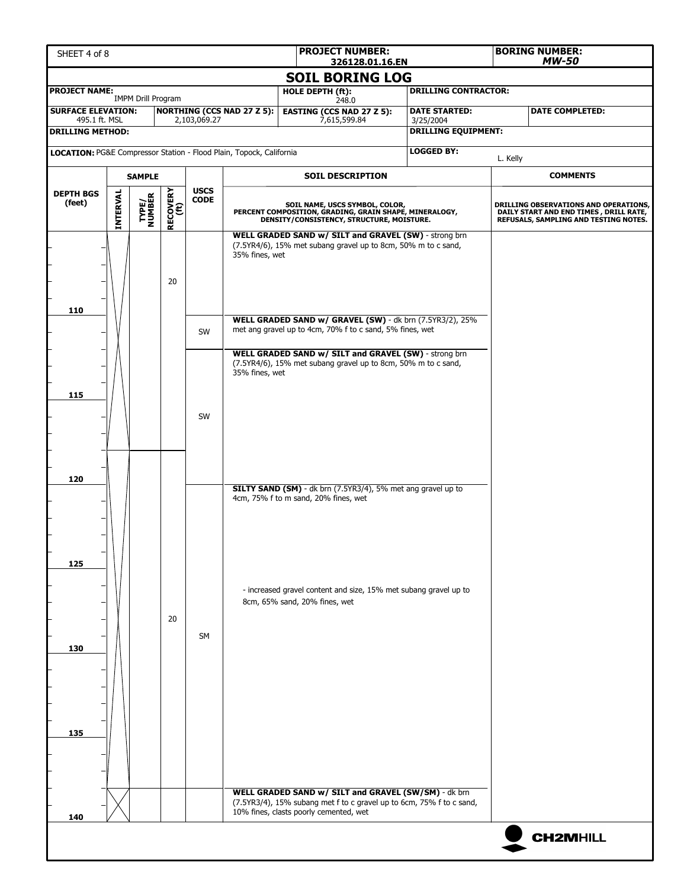# SOIL BORING LOG

| | | | |
|---|---|---|---|
| **PROJECT NUMBER:** 326128.01.16.EN | **BORING NUMBER:** *MW-50* | | |
| **PROJECT NAME:** IMPM Drill Program | **HOLE DEPTH (ft):** 248.0 | **DRILLING CONTRACTOR:** | |
| **SURFACE ELEVATION:** 495.1 ft. MSL | **NORTHING (CCS NAD 27 Z 5):** 2,103,069.27 | **EASTING (CCS NAD 27 Z 5):** 7,615,599.84 | **DATE STARTED:** 3/25/2004 |
| **DATE COMPLETED:** | **DRILLING METHOD:** | **DRILLING EQUIPMENT:** | |
| **LOCATION:** PG&E Compressor Station - Flood Plain, Topock, California | **LOGGED BY:** L. Kelly | | |

| DEPTH BGS (feet) | SAMPLE INTERVAL | SAMPLE TYPE/ NUMBER | RECOVERY (ft) | USCS CODE | SOIL DESCRIPTION (SOIL NAME, USCS SYMBOL, COLOR, PERCENT COMPOSITION, GRADING, GRAIN SHAPE, MINERALOGY, DENSITY/CONSISTENCY, STRUCTURE, MOISTURE.) | COMMENTS (DRILLING OBSERVATIONS AND OPERATIONS, DAILY START AND END TIMES, DRILL RATE, REFUSALS, SAMPLING AND TESTING NOTES.) |
|---|---|---|---|---|---|---|
| | | | 20 | | **WELL GRADED SAND w/ SILT and GRAVEL (SW)** - strong brn (7.5YR4/6), 15% met subang gravel up to 8cm, 50% m to c sand, 35% fines, wet | |
| 110 | | | | SW | **WELL GRADED SAND w/ GRAVEL (SW)** - dk brn (7.5YR3/2), 25% met ang gravel up to 4cm, 70% f to c sand, 5% fines, wet | |
| 115 | | | | SW | **WELL GRADED SAND w/ SILT and GRAVEL (SW)** - strong brn (7.5YR4/6), 15% met subang gravel up to 8cm, 50% m to c sand, 35% fines, wet | |
| 120 | | | 20 | SM | **SILTY SAND (SM)** - dk brn (7.5YR3/4), 5% met ang gravel up to 4cm, 75% f to m sand, 20% fines, wet | |
| 125 | | | | | - increased gravel content and size, 15% met subang gravel up to 8cm, 65% sand, 20% fines, wet | |
| 130 | | | | | | |
| 135 | | | | | | |
| 140 | | | | | **WELL GRADED SAND w/ SILT and GRAVEL (SW/SM)** - dk brn (7.5YR3/4), 15% subang met f to c gravel up to 6cm, 75% f to c sand, 10% fines, clasts poorly cemented, wet | |

CH2MHILL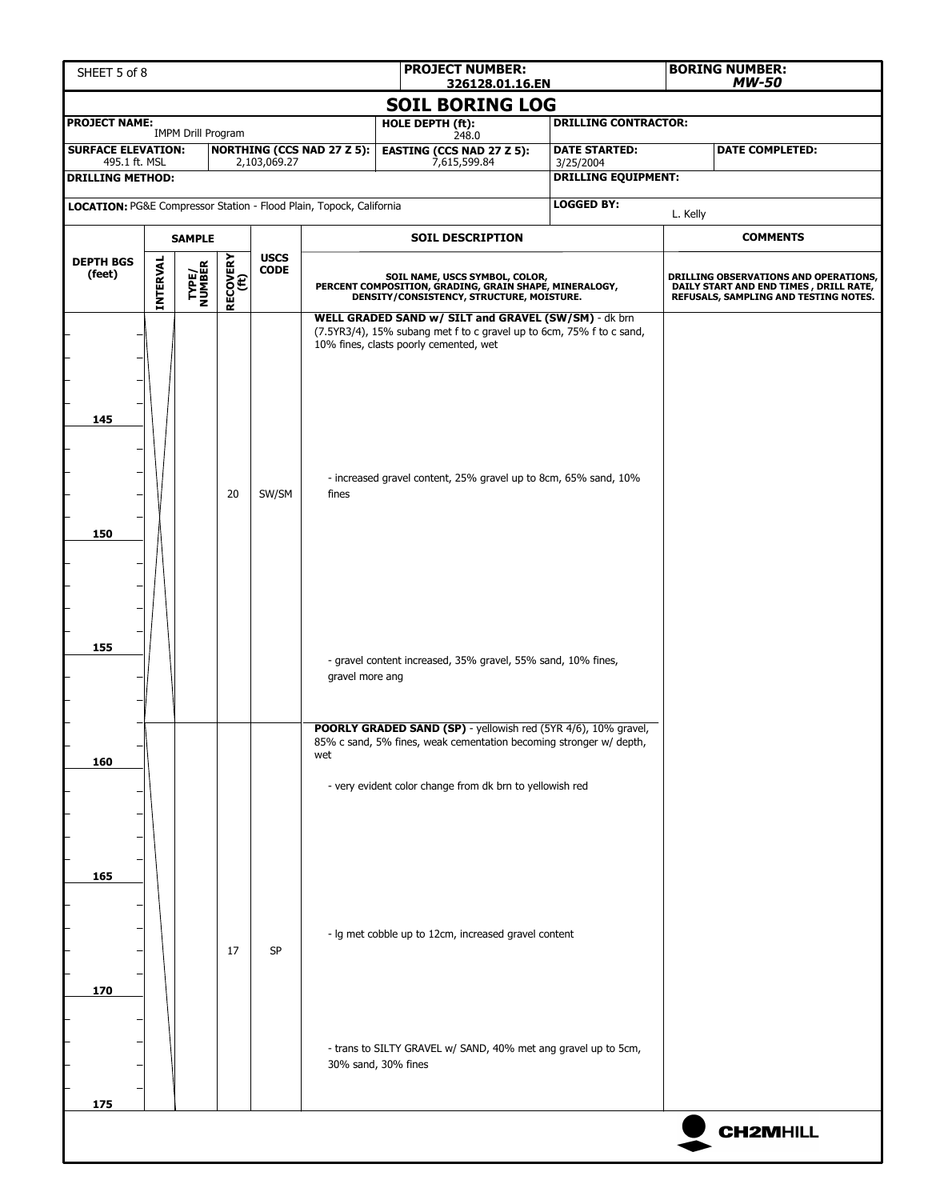| PROJECT NUMBER: 326128.01.16.EN | BORING NUMBER: MW-50 |
|---|---|

# SOIL BORING LOG

| PROJECT NAME: IMPM Drill Program | | HOLE DEPTH (ft): 248.0 | DRILLING CONTRACTOR: | |
|---|---|---|---|---|
| SURFACE ELEVATION: 495.1 ft. MSL | NORTHING (CCS NAD 27 Z 5): 2,103,069.27 | EASTING (CCS NAD 27 Z 5): 7,615,599.84 | DATE STARTED: 3/25/2004 | DATE COMPLETED: |
| DRILLING METHOD: | | | DRILLING EQUIPMENT: | |
| LOCATION: PG&E Compressor Station - Flood Plain, Topock, California | | | LOGGED BY: L. Kelly | |

| DEPTH BGS (feet) | SAMPLE INTERVAL | SAMPLE TYPE/ NUMBER | SAMPLE RECOVERY (ft) | USCS CODE | SOIL DESCRIPTION (SOIL NAME, USCS SYMBOL, COLOR, PERCENT COMPOSITION, GRADING, GRAIN SHAPE, MINERALOGY, DENSITY/CONSISTENCY, STRUCTURE, MOISTURE.) | COMMENTS (DRILLING OBSERVATIONS AND OPERATIONS, DAILY START AND END TIMES, DRILL RATE, REFUSALS, SAMPLING AND TESTING NOTES.) |
|---|---|---|---|---|---|---|
| | | | | | **WELL GRADED SAND w/ SILT and GRAVEL (SW/SM)** - dk brn (7.5YR3/4), 15% subang met f to c gravel up to 6cm, 75% f to c sand, 10% fines, clasts poorly cemented, wet | |
| 145 | | | | | | |
| | | | 20 | SW/SM | - increased gravel content, 25% gravel up to 8cm, 65% sand, 10% fines | |
| 150 | | | | | | |
| 155 | | | | | - gravel content increased, 35% gravel, 55% sand, 10% fines, gravel more ang | |
| | | | | | **POORLY GRADED SAND (SP)** - yellowish red (5YR 4/6), 10% gravel, 85% c sand, 5% fines, weak cementation becoming stronger w/ depth, wet | |
| 160 | | | | | - very evident color change from dk brn to yellowish red | |
| 165 | | | | | | |
| | | | 17 | SP | - lg met cobble up to 12cm, increased gravel content | |
| 170 | | | | | | |
| | | | | | - trans to SILTY GRAVEL w/ SAND, 40% met ang gravel up to 5cm, 30% sand, 30% fines | |
| 175 | | | | | | |

CH2MHILL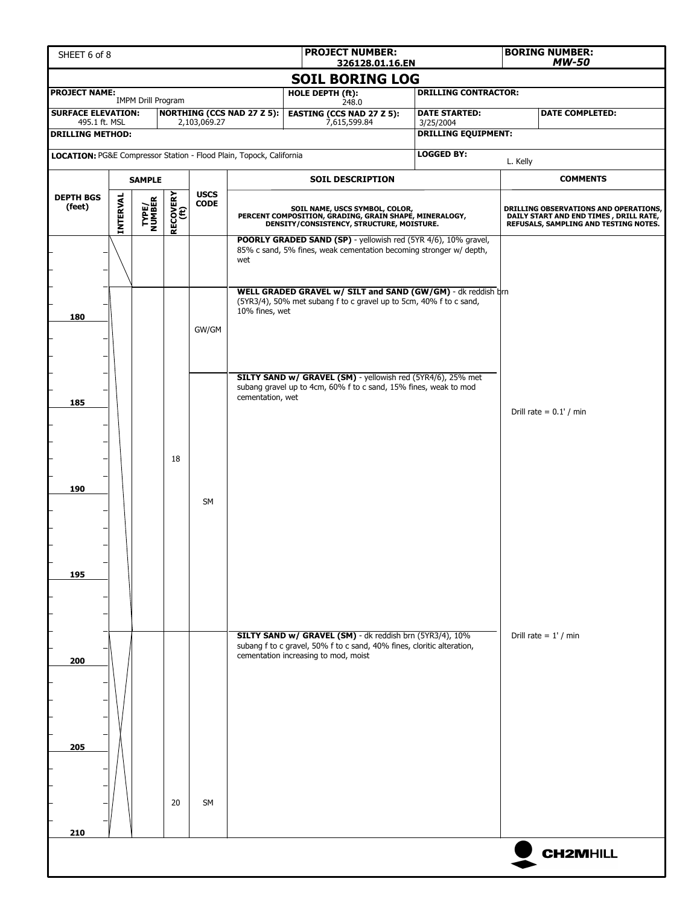| SHEET 6 of 8 | | | PROJECT NUMBER: 326128.01.16.EN | | BORING NUMBER: *MW-50* |
|---|---|---|---|---|---|

# SOIL BORING LOG

| PROJECT NAME: IMPM Drill Program | | HOLE DEPTH (ft): 248.0 | DRILLING CONTRACTOR: | |
|---|---|---|---|---|
| SURFACE ELEVATION: 495.1 ft. MSL | NORTHING (CCS NAD 27 Z 5): 2,103,069.27 | EASTING (CCS NAD 27 Z 5): 7,615,599.84 | DATE STARTED: 3/25/2004 | DATE COMPLETED: |
| DRILLING METHOD: | | | DRILLING EQUIPMENT: | |
| LOCATION: PG&E Compressor Station - Flood Plain, Topock, California | | | LOGGED BY: L. Kelly | |

| DEPTH BGS (feet) | SAMPLE INTERVAL | SAMPLE TYPE/ NUMBER | SAMPLE RECOVERY (ft) | USCS CODE | SOIL DESCRIPTION (SOIL NAME, USCS SYMBOL, COLOR, PERCENT COMPOSITION, GRADING, GRAIN SHAPE, MINERALOGY, DENSITY/CONSISTENCY, STRUCTURE, MOISTURE.) | COMMENTS (DRILLING OBSERVATIONS AND OPERATIONS, DAILY START AND END TIMES, DRILL RATE, REFUSALS, SAMPLING AND TESTING NOTES.) |
|---|---|---|---|---|---|---|
| | | | | | **POORLY GRADED SAND (SP)** - yellowish red (5YR 4/6), 10% gravel, 85% c sand, 5% fines, weak cementation becoming stronger w/ depth, wet | |
| 180 | | | | GW/GM | **WELL GRADED GRAVEL w/ SILT and SAND (GW/GM)** - dk reddish brn (5YR3/4), 50% met subang f to c gravel up to 5cm, 40% f to c sand, 10% fines, wet | |
| 185 | | | | | **SILTY SAND w/ GRAVEL (SM)** - yellowish red (5YR4/6), 25% met subang gravel up to 4cm, 60% f to c sand, 15% fines, weak to mod cementation, wet | Drill rate = 0.1' / min |
| 190 | | | 18 | SM | | |
| 195 | | | | | | |
| 200 | | | | | **SILTY SAND w/ GRAVEL (SM)** - dk reddish brn (5YR3/4), 10% subang f to c gravel, 50% f to c sand, 40% fines, cloritic alteration, cementation increasing to mod, moist | Drill rate = 1' / min |
| 205 | | | | | | |
| 210 | | | 20 | SM | | |

CH2MHILL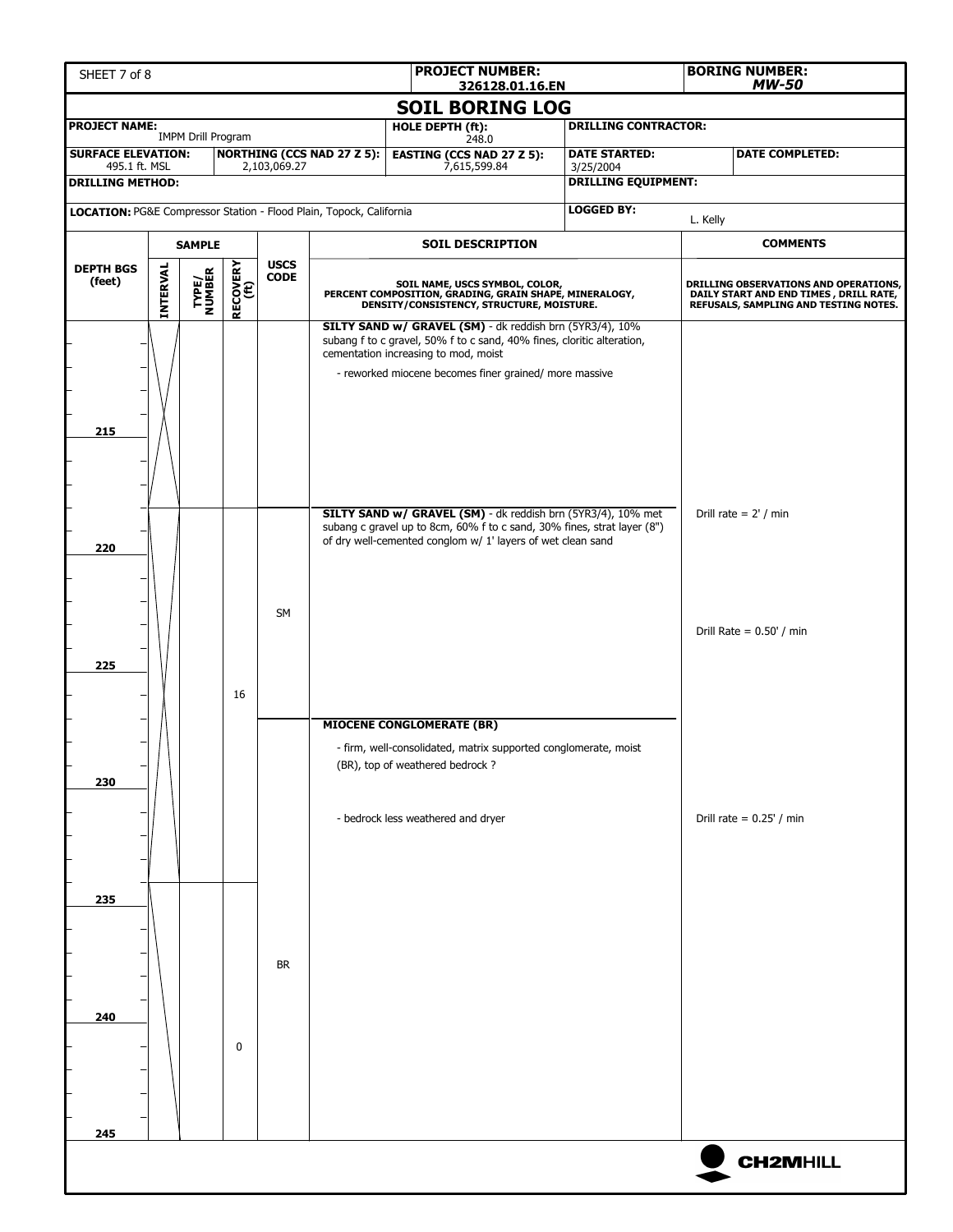| SHEET 7 of 8 | PROJECT NUMBER: 326128.01.16.EN | BORING NUMBER: MW-50 |
|---|---|---|

## SOIL BORING LOG

| | | | |
|---|---|---|---|
| **PROJECT NAME:** IMPM Drill Program | **HOLE DEPTH (ft):** 248.0 | **DRILLING CONTRACTOR:** | |
| **SURFACE ELEVATION:** 495.1 ft. MSL | **NORTHING (CCS NAD 27 Z 5):** 2,103,069.27 | **EASTING (CCS NAD 27 Z 5):** 7,615,599.84 | **DATE STARTED:** 3/25/2004 |
| **DATE COMPLETED:** | **DRILLING METHOD:** | **DRILLING EQUIPMENT:** | |
| **LOCATION:** PG&E Compressor Station - Flood Plain, Topock, California | | **LOGGED BY:** L. Kelly | |

| DEPTH BGS (feet) | SAMPLE INTERVAL | SAMPLE TYPE/ NUMBER | SAMPLE RECOVERY (ft) | USCS CODE | SOIL DESCRIPTION (SOIL NAME, USCS SYMBOL, COLOR, PERCENT COMPOSITION, GRADING, GRAIN SHAPE, MINERALOGY, DENSITY/CONSISTENCY, STRUCTURE, MOISTURE.) | COMMENTS (DRILLING OBSERVATIONS AND OPERATIONS, DAILY START AND END TIMES, DRILL RATE, REFUSALS, SAMPLING AND TESTING NOTES.) |
|---|---|---|---|---|---|---|
| | | | | | **SILTY SAND w/ GRAVEL (SM)** - dk reddish brn (5YR3/4), 10% subang f to c gravel, 50% f to c sand, 40% fines, cloritic alteration, cementation increasing to mod, moist | |
| | | | | | - reworked miocene becomes finer grained/ more massive | |
| 215 | | | | | | |
| | | | | | **SILTY SAND w/ GRAVEL (SM)** - dk reddish brn (5YR3/4), 10% met subang c gravel up to 8cm, 60% f to c sand, 30% fines, strat layer (8") of dry well-cemented conglom w/ 1' layers of wet clean sand | Drill rate = 2' / min |
| 220 | | | | | | |
| | | | | SM | | Drill Rate = 0.50' / min |
| 225 | | | | | | |
| | | | 16 | | | |
| | | | | | **MIOCENE CONGLOMERATE (BR)** | |
| | | | | | - firm, well-consolidated, matrix supported conglomerate, moist (BR), top of weathered bedrock ? | |
| 230 | | | | | | |
| | | | | | - bedrock less weathered and dryer | Drill rate = 0.25' / min |
| 235 | | | | | | |
| | | | | BR | | |
| 240 | | | | | | |
| | | | 0 | | | |
| 245 | | | | | | |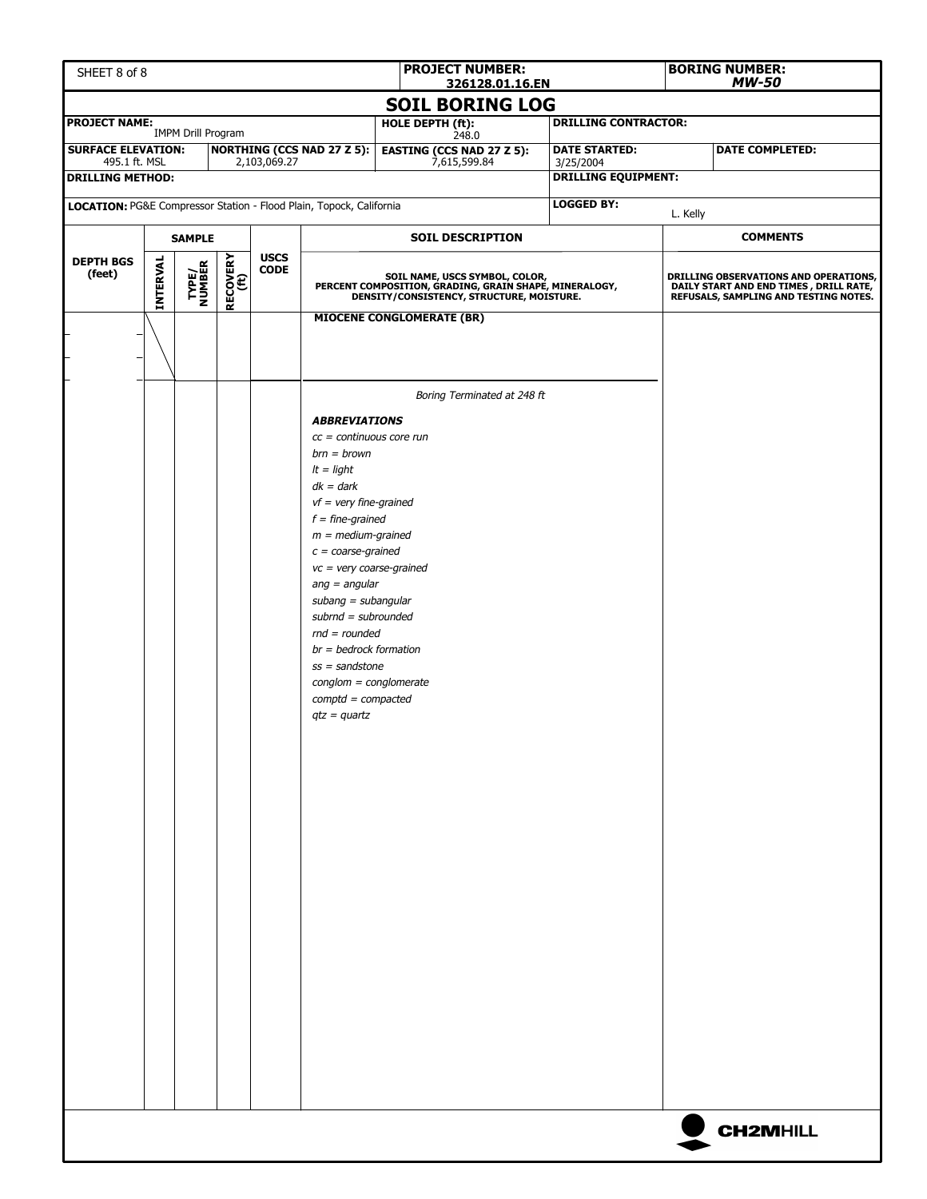| PROJECT NUMBER: 326128.01.16.EN | BORING NUMBER: MW-50 |
|---|---|

# SOIL BORING LOG

| | | | |
|---|---|---|---|
| **PROJECT NAME:** IMPM Drill Program | **HOLE DEPTH (ft):** 248.0 | **DRILLING CONTRACTOR:** | |
| **SURFACE ELEVATION:** 495.1 ft. MSL / **NORTHING (CCS NAD 27 Z 5):** 2,103,069.27 | **EASTING (CCS NAD 27 Z 5):** 7,615,599.84 | **DATE STARTED:** 3/25/2004 | **DATE COMPLETED:** |
| **DRILLING METHOD:** | | **DRILLING EQUIPMENT:** | |
| **LOCATION:** PG&E Compressor Station - Flood Plain, Topock, California | | **LOGGED BY:** L. Kelly | |

| DEPTH BGS (feet) | SAMPLE | | | USCS CODE | SOIL DESCRIPTION | COMMENTS |
|---|---|---|---|---|---|---|
| | INTERVAL | TYPE/ NUMBER | RECOVERY (ft) | | SOIL NAME, USCS SYMBOL, COLOR, PERCENT COMPOSITION, GRADING, GRAIN SHAPE, MINERALOGY, DENSITY/CONSISTENCY, STRUCTURE, MOISTURE. | DRILLING OBSERVATIONS AND OPERATIONS, DAILY START AND END TIMES , DRILL RATE, REFUSALS, SAMPLING AND TESTING NOTES. |
| | | | | | **MIOCENE CONGLOMERATE (BR)** | |

*Boring Terminated at 248 ft*

***ABBREVIATIONS***

*cc = continuous core run*
*brn = brown*
*lt = light*
*dk = dark*
*vf = very fine-grained*
*f = fine-grained*
*m = medium-grained*
*c = coarse-grained*
*vc = very coarse-grained*
*ang = angular*
*subang = subangular*
*subrnd = subrounded*
*rnd = rounded*
*br = bedrock formation*
*ss = sandstone*
*conglom = conglomerate*
*comptd = compacted*
*qtz = quartz*

CH2MHILL